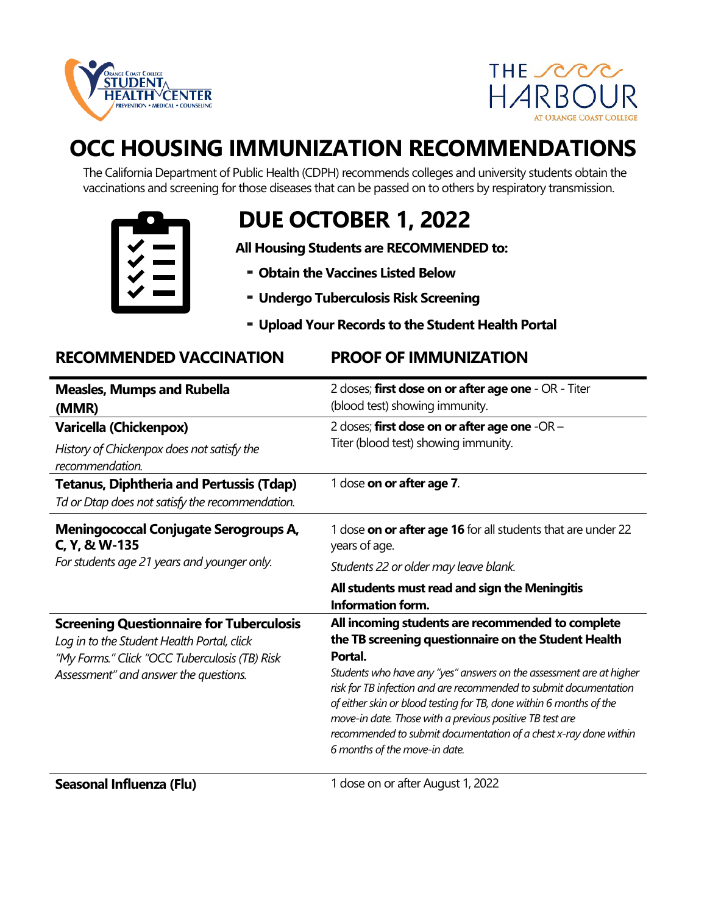# OCC HOUSING IMMUNIZATION RECOMMENDATIONS

The California Department of Public Health (CDPH) recommends colleges and university students obtain the vaccinations and screening for those diseases that can be passed on to others by respiratory transmission.

## DUE OCTOBER 1, 2022

**All Housing Students are RECOMMENDED to:**

- **Obtain the Vaccines Listed Below**
- **Undergo Tuberculosis Risk Screening**
- **Upload Your Records to the Student Health Portal**

| RECOMMENDED VACCINATION | PROOF OF IMMUNIZATION |
|---|---|
| **Measles, Mumps and Rubella (MMR)** | 2 doses; **first dose on or after age one** - OR - Titer (blood test) showing immunity. |
| **Varicella (Chickenpox)**<br>*History of Chickenpox does not satisfy the recommendation.* | 2 doses; **first dose on or after age one** -OR – Titer (blood test) showing immunity. |
| **Tetanus, Diphtheria and Pertussis (Tdap)**<br>*Td or Dtap does not satisfy the recommendation.* | 1 dose **on or after age 7**. |
| **Meningococcal Conjugate Serogroups A, C, Y, & W-135**<br>*For students age 21 years and younger only.* | 1 dose **on or after age 16** for all students that are under 22 years of age.<br>*Students 22 or older may leave blank.*<br>**All students must read and sign the Meningitis Information form.** |
| **Screening Questionnaire for Tuberculosis**<br>*Log in to the Student Health Portal, click "My Forms." Click "OCC Tuberculosis (TB) Risk Assessment" and answer the questions.* | **All incoming students are recommended to complete the TB screening questionnaire on the Student Health Portal.**<br>*Students who have any "yes" answers on the assessment are at higher risk for TB infection and are recommended to submit documentation of either skin or blood testing for TB, done within 6 months of the move-in date. Those with a previous positive TB test are recommended to submit documentation of a chest x-ray done within 6 months of the move-in date.* |
| **Seasonal Influenza (Flu)** | 1 dose on or after August 1, 2022 |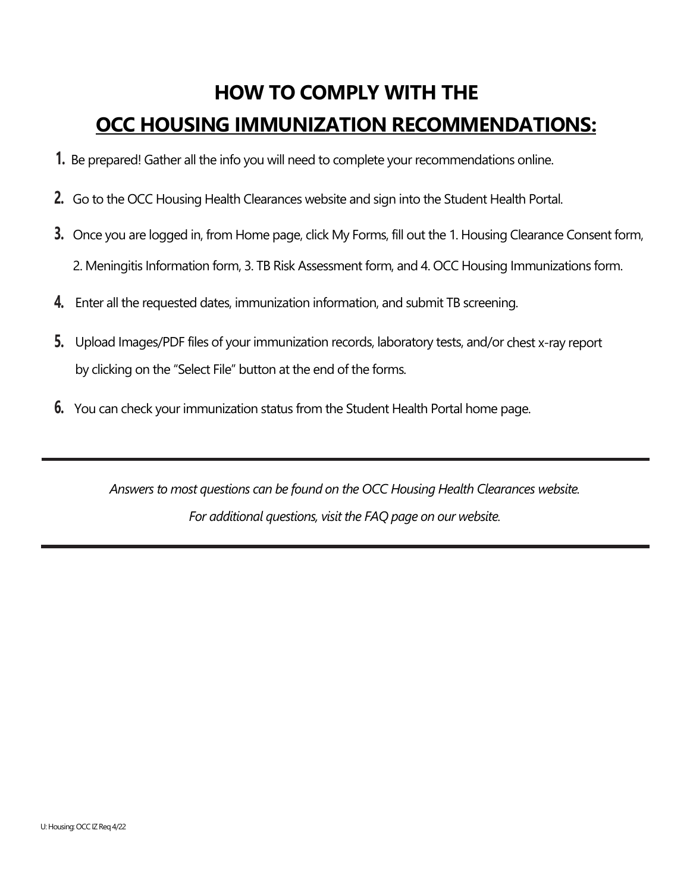# HOW TO COMPLY WITH THE
# OCC HOUSING IMMUNIZATION RECOMMENDATIONS:

1. Be prepared! Gather all the info you will need to complete your recommendations online.
2. Go to the OCC Housing Health Clearances website and sign into the Student Health Portal.
3. Once you are logged in, from Home page, click My Forms, fill out the 1. Housing Clearance Consent form, 2. Meningitis Information form, 3. TB Risk Assessment form, and 4. OCC Housing Immunizations form.
4. Enter all the requested dates, immunization information, and submit TB screening.
5. Upload Images/PDF files of your immunization records, laboratory tests, and/or chest x-ray report by clicking on the "Select File" button at the end of the forms.
6. You can check your immunization status from the Student Health Portal home page.

---

*Answers to most questions can be found on the OCC Housing Health Clearances website.*

*For additional questions, visit the FAQ page on our website.*

---

U: Housing: OCC IZ Req 4/22